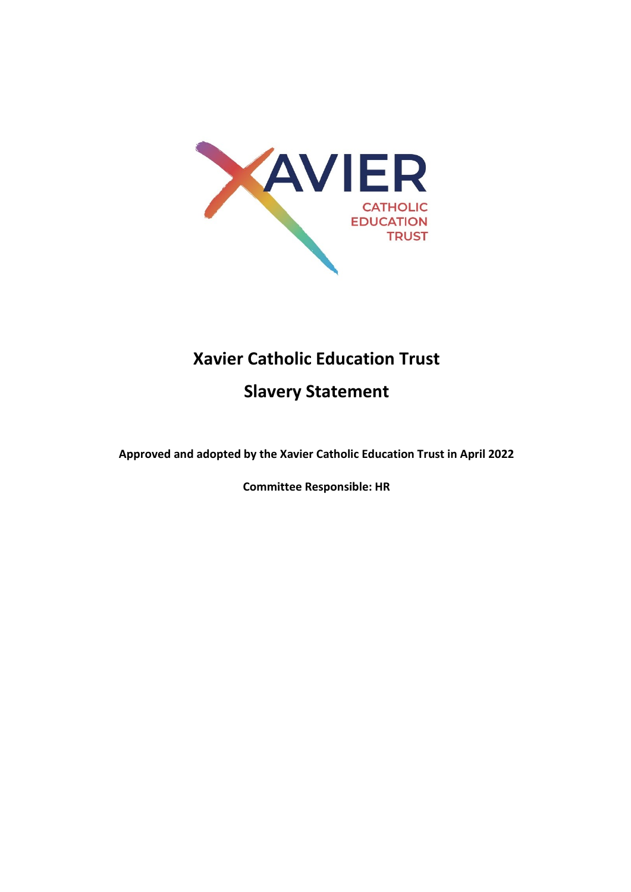# Xavier Catholic Education Trust

## Slavery Statement

**Approved and adopted by the Xavier Catholic Education Trust in April 2022**

**Committee Responsible: HR**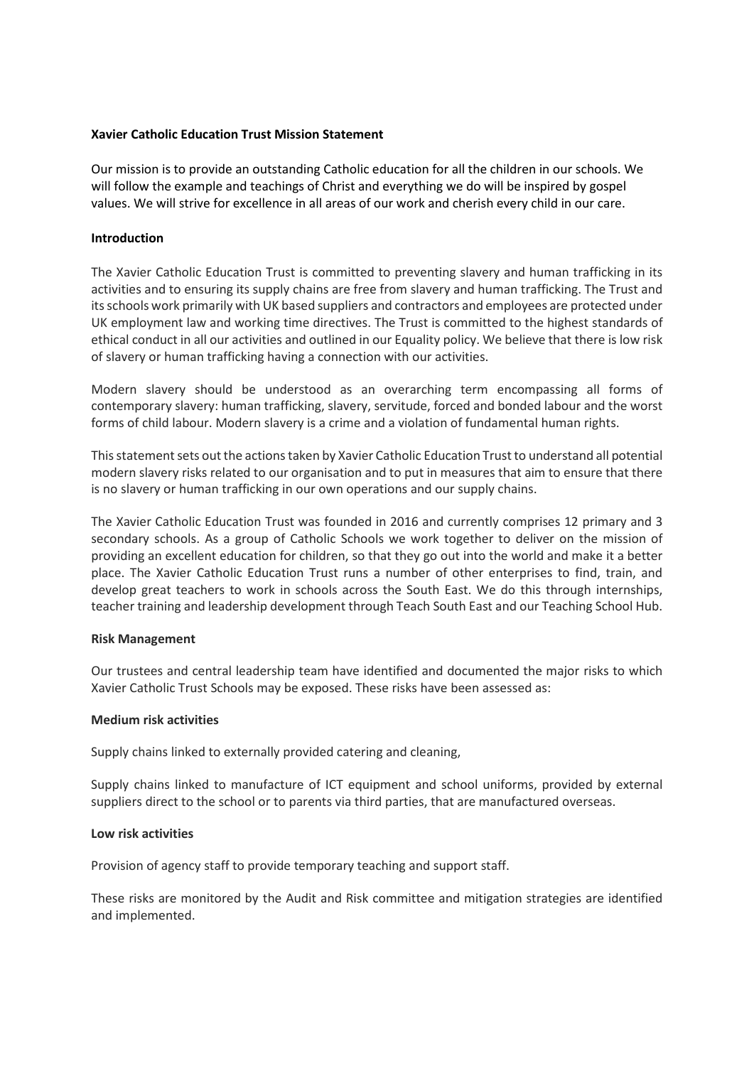**Xavier Catholic Education Trust Mission Statement**

Our mission is to provide an outstanding Catholic education for all the children in our schools. We will follow the example and teachings of Christ and everything we do will be inspired by gospel values. We will strive for excellence in all areas of our work and cherish every child in our care.

**Introduction**

The Xavier Catholic Education Trust is committed to preventing slavery and human trafficking in its activities and to ensuring its supply chains are free from slavery and human trafficking. The Trust and its schools work primarily with UK based suppliers and contractors and employees are protected under UK employment law and working time directives. The Trust is committed to the highest standards of ethical conduct in all our activities and outlined in our Equality policy. We believe that there is low risk of slavery or human trafficking having a connection with our activities.

Modern slavery should be understood as an overarching term encompassing all forms of contemporary slavery: human trafficking, slavery, servitude, forced and bonded labour and the worst forms of child labour. Modern slavery is a crime and a violation of fundamental human rights.

This statement sets out the actions taken by Xavier Catholic Education Trust to understand all potential modern slavery risks related to our organisation and to put in measures that aim to ensure that there is no slavery or human trafficking in our own operations and our supply chains.

The Xavier Catholic Education Trust was founded in 2016 and currently comprises 12 primary and 3 secondary schools. As a group of Catholic Schools we work together to deliver on the mission of providing an excellent education for children, so that they go out into the world and make it a better place. The Xavier Catholic Education Trust runs a number of other enterprises to find, train, and develop great teachers to work in schools across the South East. We do this through internships, teacher training and leadership development through Teach South East and our Teaching School Hub.

**Risk Management**

Our trustees and central leadership team have identified and documented the major risks to which Xavier Catholic Trust Schools may be exposed. These risks have been assessed as:

**Medium risk activities**

Supply chains linked to externally provided catering and cleaning,

Supply chains linked to manufacture of ICT equipment and school uniforms, provided by external suppliers direct to the school or to parents via third parties, that are manufactured overseas.

**Low risk activities**

Provision of agency staff to provide temporary teaching and support staff.

These risks are monitored by the Audit and Risk committee and mitigation strategies are identified and implemented.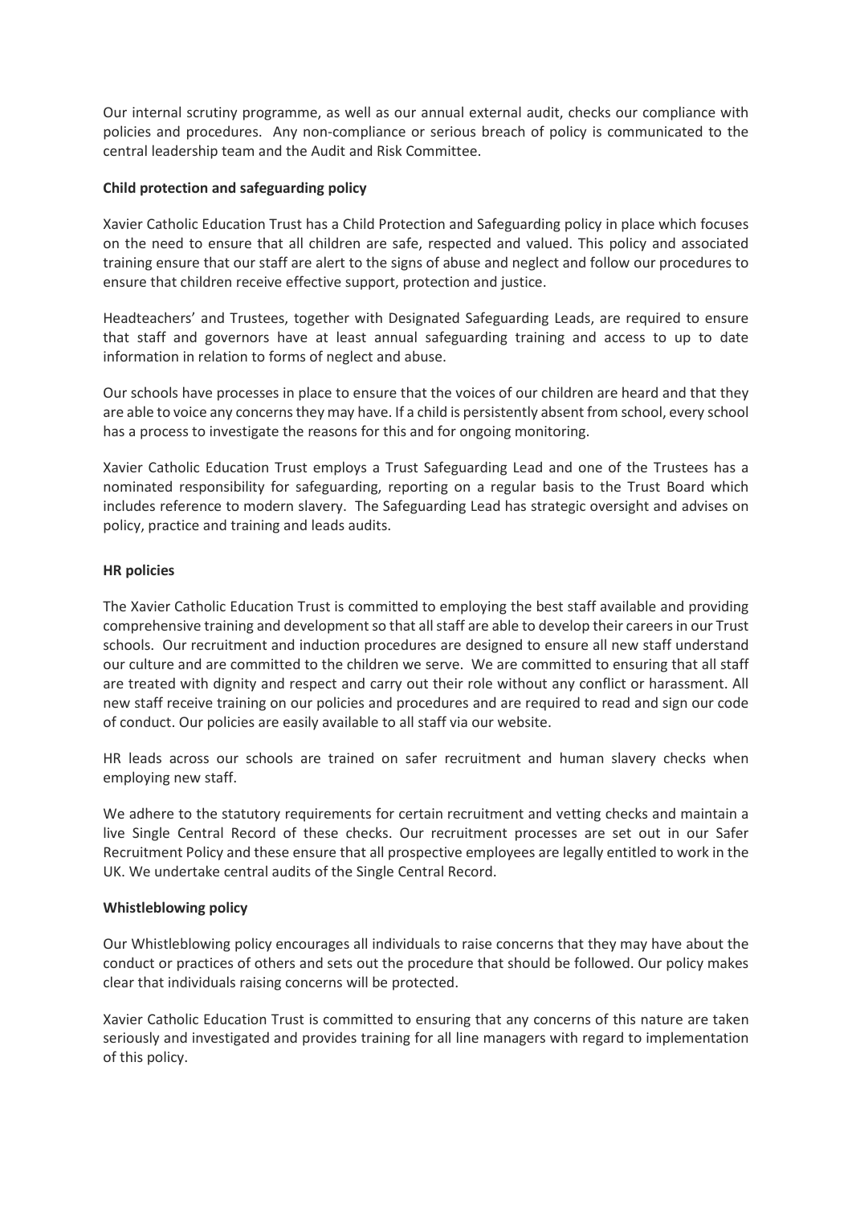Our internal scrutiny programme, as well as our annual external audit, checks our compliance with policies and procedures. Any non-compliance or serious breach of policy is communicated to the central leadership team and the Audit and Risk Committee.

**Child protection and safeguarding policy**

Xavier Catholic Education Trust has a Child Protection and Safeguarding policy in place which focuses on the need to ensure that all children are safe, respected and valued. This policy and associated training ensure that our staff are alert to the signs of abuse and neglect and follow our procedures to ensure that children receive effective support, protection and justice.

Headteachers' and Trustees, together with Designated Safeguarding Leads, are required to ensure that staff and governors have at least annual safeguarding training and access to up to date information in relation to forms of neglect and abuse.

Our schools have processes in place to ensure that the voices of our children are heard and that they are able to voice any concerns they may have. If a child is persistently absent from school, every school has a process to investigate the reasons for this and for ongoing monitoring.

Xavier Catholic Education Trust employs a Trust Safeguarding Lead and one of the Trustees has a nominated responsibility for safeguarding, reporting on a regular basis to the Trust Board which includes reference to modern slavery. The Safeguarding Lead has strategic oversight and advises on policy, practice and training and leads audits.

**HR policies**

The Xavier Catholic Education Trust is committed to employing the best staff available and providing comprehensive training and development so that all staff are able to develop their careers in our Trust schools. Our recruitment and induction procedures are designed to ensure all new staff understand our culture and are committed to the children we serve. We are committed to ensuring that all staff are treated with dignity and respect and carry out their role without any conflict or harassment. All new staff receive training on our policies and procedures and are required to read and sign our code of conduct. Our policies are easily available to all staff via our website.

HR leads across our schools are trained on safer recruitment and human slavery checks when employing new staff.

We adhere to the statutory requirements for certain recruitment and vetting checks and maintain a live Single Central Record of these checks. Our recruitment processes are set out in our Safer Recruitment Policy and these ensure that all prospective employees are legally entitled to work in the UK. We undertake central audits of the Single Central Record.

**Whistleblowing policy**

Our Whistleblowing policy encourages all individuals to raise concerns that they may have about the conduct or practices of others and sets out the procedure that should be followed. Our policy makes clear that individuals raising concerns will be protected.

Xavier Catholic Education Trust is committed to ensuring that any concerns of this nature are taken seriously and investigated and provides training for all line managers with regard to implementation of this policy.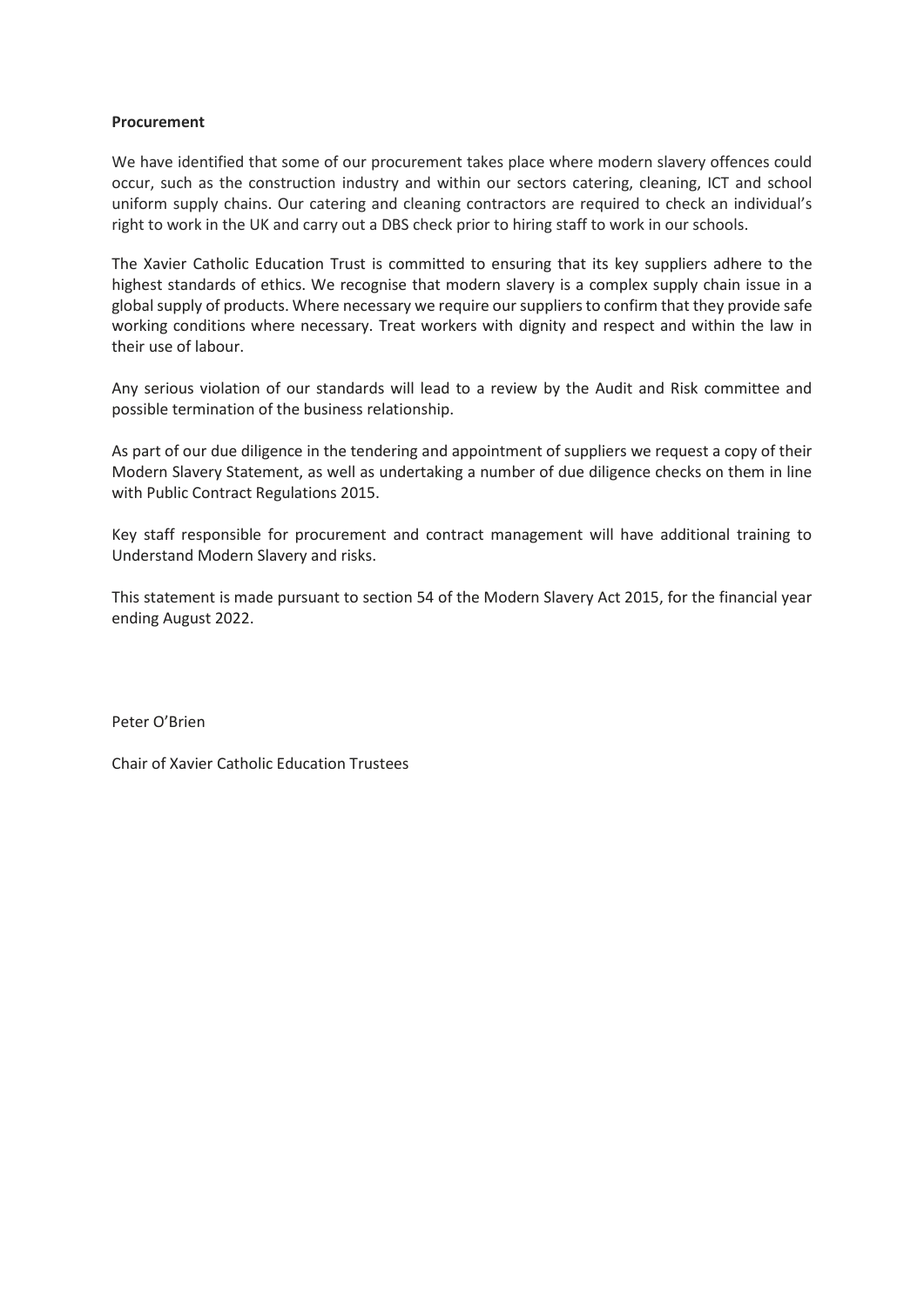**Procurement**

We have identified that some of our procurement takes place where modern slavery offences could occur, such as the construction industry and within our sectors catering, cleaning, ICT and school uniform supply chains. Our catering and cleaning contractors are required to check an individual's right to work in the UK and carry out a DBS check prior to hiring staff to work in our schools.

The Xavier Catholic Education Trust is committed to ensuring that its key suppliers adhere to the highest standards of ethics. We recognise that modern slavery is a complex supply chain issue in a global supply of products. Where necessary we require our suppliers to confirm that they provide safe working conditions where necessary. Treat workers with dignity and respect and within the law in their use of labour.

Any serious violation of our standards will lead to a review by the Audit and Risk committee and possible termination of the business relationship.

As part of our due diligence in the tendering and appointment of suppliers we request a copy of their Modern Slavery Statement, as well as undertaking a number of due diligence checks on them in line with Public Contract Regulations 2015.

Key staff responsible for procurement and contract management will have additional training to Understand Modern Slavery and risks.

This statement is made pursuant to section 54 of the Modern Slavery Act 2015, for the financial year ending August 2022.

Peter O'Brien

Chair of Xavier Catholic Education Trustees